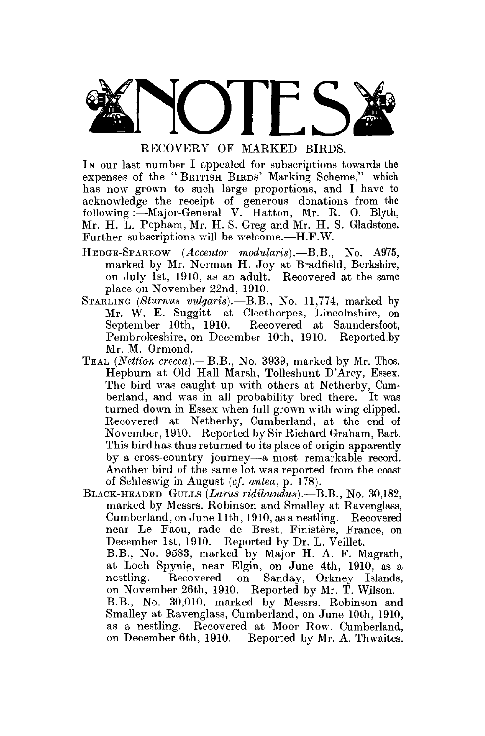# NOTES

## RECOVERY OF MARKED BIRDS.

In our last number I appealed for subscriptions towards the expenses of the "British Birds' Marking Scheme," which has now grown to such large proportions, and I have to acknowledge the receipt of generous donations from the following:—Major-General V. Hatton, Mr. R. O. Blyth, Mr. H. L. Popham, Mr. H. S. Greg and Mr. H. S. Gladstone. Further subscriptions will be welcome.—H.F.W.

Hedge-Sparrow (*Accentor modularis*).—B.B., No. A975, marked by Mr. Norman H. Joy at Bradfield, Berkshire, on July 1st, 1910, as an adult. Recovered at the same place on November 22nd, 1910.

Starling (*Sturnus vulgaris*).—B.B., No. 11,774, marked by Mr. W. E. Suggitt at Cleethorpes, Lincolnshire, on September 10th, 1910. Recovered at Saundersfoot, Pembrokeshire, on December 10th, 1910. Reported by Mr. M. Ormond.

Teal (*Nettion crecca*).—B.B., No. 3939, marked by Mr. Thos. Hepburn at Old Hall Marsh, Tolleshunt D'Arcy, Essex. The bird was caught up with others at Netherby, Cumberland, and was in all probability bred there. It was turned down in Essex when full grown with wing clipped. Recovered at Netherby, Cumberland, at the end of November, 1910. Reported by Sir Richard Graham, Bart. This bird has thus returned to its place of origin apparently by a cross-country journey—a most remarkable record. Another bird of the same lot was reported from the coast of Schleswig in August (*cf. antea*, p. 178).

Black-headed Gulls (*Larus ridibundus*).—B.B., No. 30,182, marked by Messrs. Robinson and Smalley at Ravenglass, Cumberland, on June 11th, 1910, as a nestling. Recovered near Le Faou, rade de Brest, Finistère, France, on December 1st, 1910. Reported by Dr. L. Veillet.

B.B., No. 9583, marked by Major H. A. F. Magrath, at Loch Spynie, near Elgin, on June 4th, 1910, as a nestling. Recovered on Sanday, Orkney Islands, on November 26th, 1910. Reported by Mr. T. Wilson.

B.B., No. 30,010, marked by Messrs. Robinson and Smalley at Ravenglass, Cumberland, on June 10th, 1910, as a nestling. Recovered at Moor Row, Cumberland, on December 6th, 1910. Reported by Mr. A. Thwaites.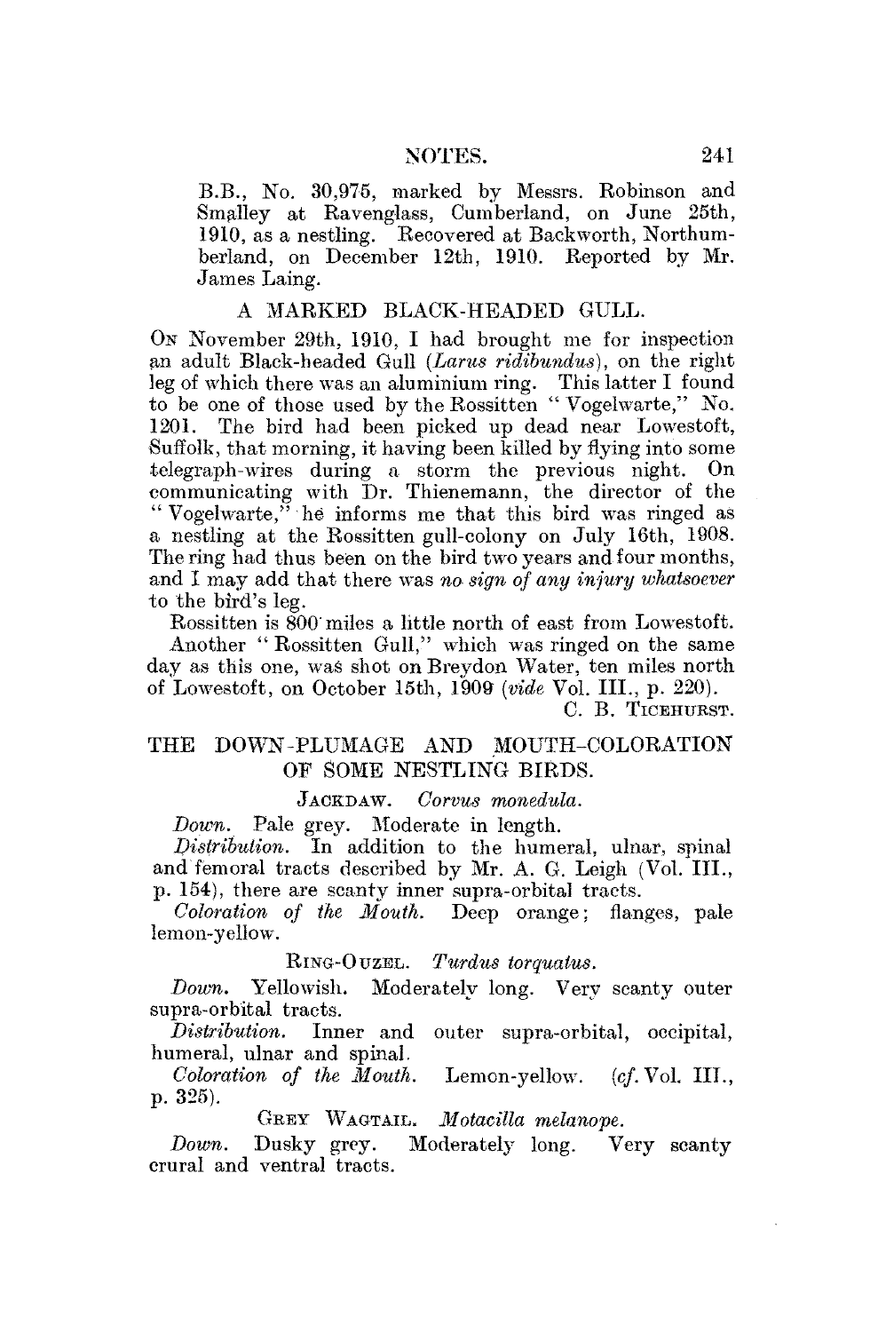B.B., No. 30,975, marked by Messrs. Robinson and Smalley at Ravenglass, Cumberland, on June 25th, 1910, as a nestling. Recovered at Backworth, Northumberland, on December 12th, 1910. Reported by Mr. James Laing.

## A MARKED BLACK-HEADED GULL.

On November 29th, 1910, I had brought me for inspection an adult Black-headed Gull (*Larus ridibundus*), on the right leg of which there was an aluminium ring. This latter I found to be one of those used by the Rossitten "Vogelwarte," No. 1201. The bird had been picked up dead near Lowestoft, Suffolk, that morning, it having been killed by flying into some telegraph-wires during a storm the previous night. On communicating with Dr. Thienemann, the director of the "Vogelwarte," he informs me that this bird was ringed as a nestling at the Rossitten gull-colony on July 16th, 1908. The ring had thus been on the bird two years and four months, and I may add that there was *no sign of any injury whatsoever* to the bird's leg.

Rossitten is 800 miles a little north of east from Lowestoft.

Another "Rossitten Gull," which was ringed on the same day as this one, was shot on Breydon Water, ten miles north of Lowestoft, on October 15th, 1909 (*vide* Vol. III., p. 220).

C. B. Ticehurst.

## THE DOWN-PLUMAGE AND MOUTH-COLORATION OF SOME NESTLING BIRDS.

### Jackdaw. *Corvus monedula.*

*Down.* Pale grey. Moderate in length.

*Distribution.* In addition to the humeral, ulnar, spinal and femoral tracts described by Mr. A. G. Leigh (Vol. III., p. 154), there are scanty inner supra-orbital tracts.

*Coloration of the Mouth.* Deep orange; flanges, pale lemon-yellow.

### Ring-Ouzel. *Turdus torquatus.*

*Down.* Yellowish. Moderately long. Very scanty outer supra-orbital tracts.

*Distribution.* Inner and outer supra-orbital, occipital, humeral, ulnar and spinal.

*Coloration of the Mouth.* Lemon-yellow. (*cf.* Vol. III., p. 325).

### Grey Wagtail. *Motacilla melanope.*

*Down.* Dusky grey. Moderately long. Very scanty crural and ventral tracts.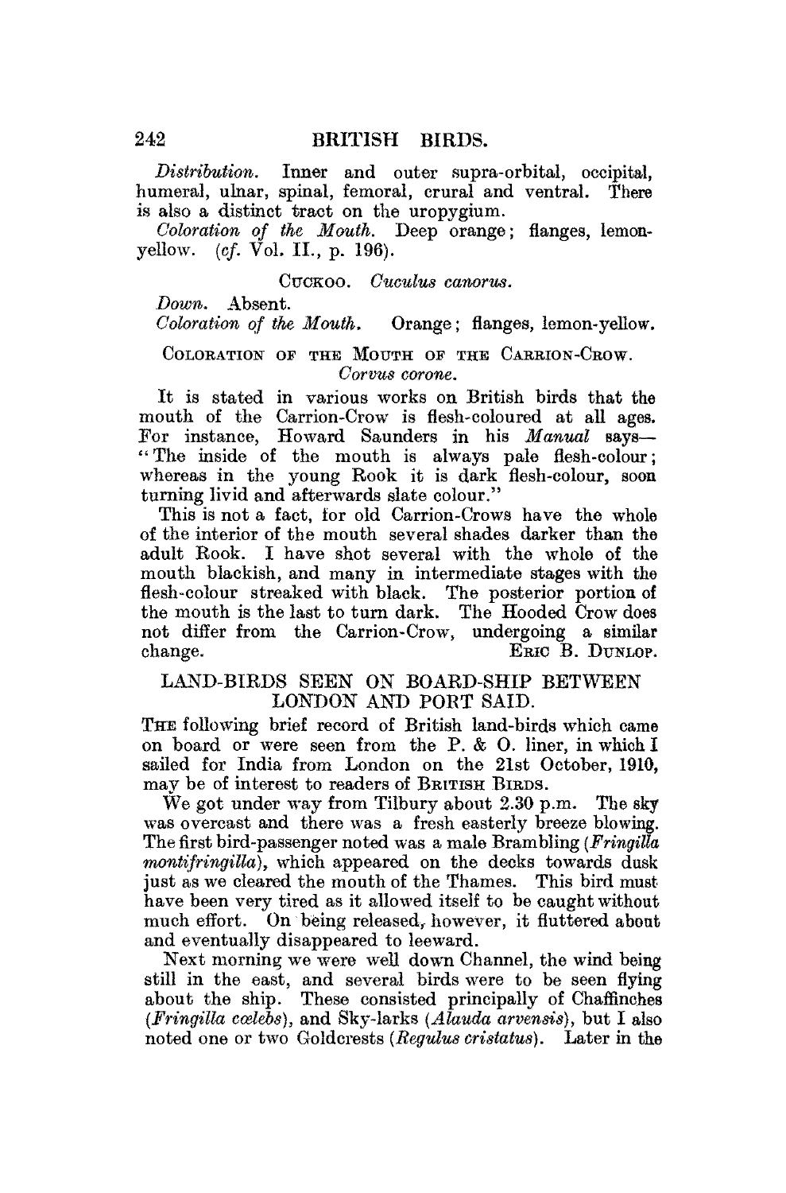*Distribution.* Inner and outer supra-orbital, occipital, humeral, ulnar, spinal, femoral, crural and ventral. There is also a distinct tract on the uropygium.

*Coloration of the Mouth.* Deep orange; flanges, lemon-yellow. (*cf.* Vol. II., p. 196).

CUCKOO. *Cuculus canorus.*

*Down.* Absent.

*Coloration of the Mouth.* Orange; flanges, lemon-yellow.

### COLORATION OF THE MOUTH OF THE CARRION-CROW. *Corvus corone.*

It is stated in various works on British birds that the mouth of the Carrion-Crow is flesh-coloured at all ages. For instance, Howard Saunders in his *Manual* says—"The inside of the mouth is always pale flesh-colour; whereas in the young Rook it is dark flesh-colour, soon turning livid and afterwards slate colour."

This is not a fact, for old Carrion-Crows have the whole of the interior of the mouth several shades darker than the adult Rook. I have shot several with the whole of the mouth blackish, and many in intermediate stages with the flesh-colour streaked with black. The posterior portion of the mouth is the last to turn dark. The Hooded Crow does not differ from the Carrion-Crow, undergoing a similar change.

ERIC B. DUNLOP.

## LAND-BIRDS SEEN ON BOARD-SHIP BETWEEN LONDON AND PORT SAID.

THE following brief record of British land-birds which came on board or were seen from the P. & O. liner, in which I sailed for India from London on the 21st October, 1910, may be of interest to readers of BRITISH BIRDS.

We got under way from Tilbury about 2.30 p.m. The sky was overcast and there was a fresh easterly breeze blowing. The first bird-passenger noted was a male Brambling (*Fringilla montifringilla*), which appeared on the decks towards dusk just as we cleared the mouth of the Thames. This bird must have been very tired as it allowed itself to be caught without much effort. On being released, however, it fluttered about and eventually disappeared to leeward.

Next morning we were well down Channel, the wind being still in the east, and several birds were to be seen flying about the ship. These consisted principally of Chaffinches (*Fringilla cœlebs*), and Sky-larks (*Alauda arvensis*), but I also noted one or two Goldcrests (*Regulus cristatus*). Later in the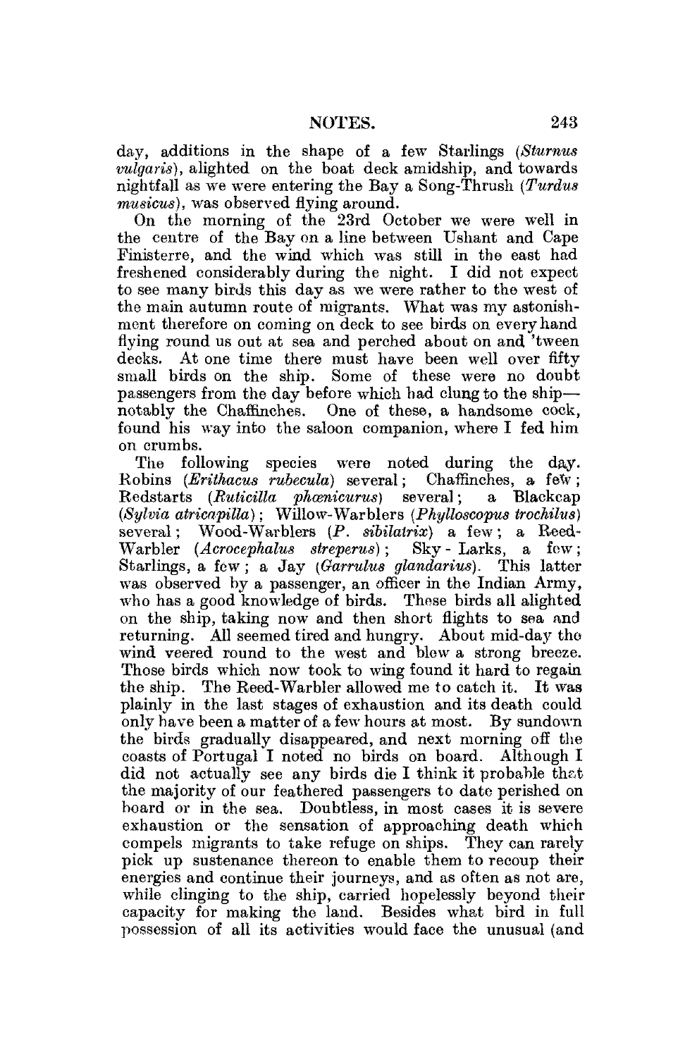day, additions in the shape of a few Starlings (*Sturnus vulgaris*), alighted on the boat deck amidship, and towards nightfall as we were entering the Bay a Song-Thrush (*Turdus musicus*), was observed flying around.

On the morning of the 23rd October we were well in the centre of the Bay on a line between Ushant and Cape Finisterre, and the wind which was still in the east had freshened considerably during the night. I did not expect to see many birds this day as we were rather to the west of the main autumn route of migrants. What was my astonishment therefore on coming on deck to see birds on every hand flying round us out at sea and perched about on and 'tween decks. At one time there must have been well over fifty small birds on the ship. Some of these were no doubt passengers from the day before which had clung to the ship—notably the Chaffinches. One of these, a handsome cock, found his way into the saloon companion, where I fed him on crumbs.

The following species were noted during the day. Robins (*Erithacus rubecula*) several; Chaffinches, a few; Redstarts (*Ruticilla phœnicurus*) several; a Blackcap (*Sylvia atricapilla*); Willow-Warblers (*Phylloscopus trochilus*) several; Wood-Warblers (*P. sibilatrix*) a few; a Reed-Warbler (*Acrocephalus streperus*); Sky-Larks, a few; Starlings, a few; a Jay (*Garrulus glandarius*). This latter was observed by a passenger, an officer in the Indian Army, who has a good knowledge of birds. These birds all alighted on the ship, taking now and then short flights to sea and returning. All seemed tired and hungry. About mid-day the wind veered round to the west and blew a strong breeze. Those birds which now took to wing found it hard to regain the ship. The Reed-Warbler allowed me to catch it. It was plainly in the last stages of exhaustion and its death could only have been a matter of a few hours at most. By sundown the birds gradually disappeared, and next morning off the coasts of Portugal I noted no birds on board. Although I did not actually see any birds die I think it probable that the majority of our feathered passengers to date perished on board or in the sea. Doubtless, in most cases it is severe exhaustion or the sensation of approaching death which compels migrants to take refuge on ships. They can rarely pick up sustenance thereon to enable them to recoup their energies and continue their journeys, and as often as not are, while clinging to the ship, carried hopelessly beyond their capacity for making the land. Besides what bird in full possession of all its activities would face the unusual (and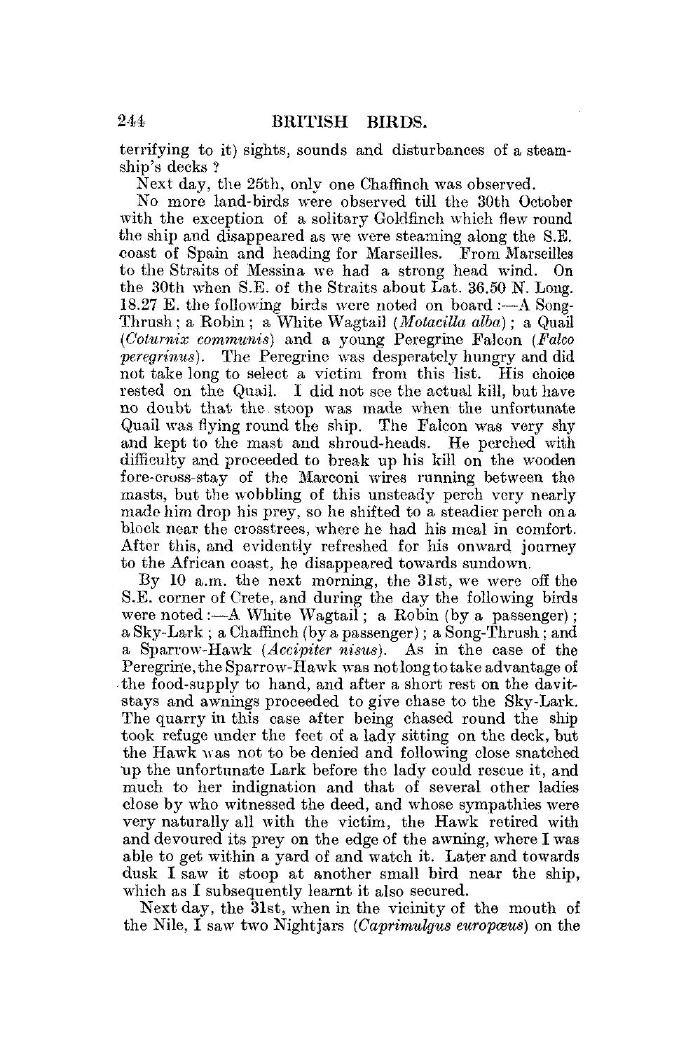terrifying to it) sights, sounds and disturbances of a steamship's decks ?

Next day, the 25th, only one Chaffinch was observed.

No more land-birds were observed till the 30th October with the exception of a solitary Goldfinch which flew round the ship and disappeared as we were steaming along the S.E. coast of Spain and heading for Marseilles. From Marseilles to the Straits of Messina we had a strong head wind. On the 30th when S.E. of the Straits about Lat. 36.50 N. Long. 18.27 E. the following birds were noted on board :—A Song-Thrush ; a Robin ; a White Wagtail (*Motacilla alba*) ; a Quail (*Coturnix communis*) and a young Peregrine Falcon (*Falco peregrinus*). The Peregrine was desperately hungry and did not take long to select a victim from this list. His choice rested on the Quail. I did not see the actual kill, but have no doubt that the stoop was made when the unfortunate Quail was flying round the ship. The Falcon was very shy and kept to the mast and shroud-heads. He perched with difficulty and proceeded to break up his kill on the wooden fore-cross-stay of the Marconi wires running between the masts, but the wobbling of this unsteady perch very nearly made him drop his prey, so he shifted to a steadier perch on a block near the crosstrees, where he had his meal in comfort. After this, and evidently refreshed for his onward journey to the African coast, he disappeared towards sundown.

By 10 a.m. the next morning, the 31st, we were off the S.E. corner of Crete, and during the day the following birds were noted :—A White Wagtail ; a Robin (by a passenger) ; a Sky-Lark ; a Chaffinch (by a passenger) ; a Song-Thrush ; and a Sparrow-Hawk (*Accipiter nisus*). As in the case of the Peregrine, the Sparrow-Hawk was not long to take advantage of the food-supply to hand, and after a short rest on the davit-stays and awnings proceeded to give chase to the Sky-Lark. The quarry in this case after being chased round the ship took refuge under the feet of a lady sitting on the deck, but the Hawk was not to be denied and following close snatched up the unfortunate Lark before the lady could rescue it, and much to her indignation and that of several other ladies close by who witnessed the deed, and whose sympathies were very naturally all with the victim, the Hawk retired with and devoured its prey on the edge of the awning, where I was able to get within a yard of and watch it. Later and towards dusk I saw it stoop at another small bird near the ship, which as I subsequently learnt it also secured.

Next day, the 31st, when in the vicinity of the mouth of the Nile, I saw two Nightjars (*Caprimulgus europæus*) on the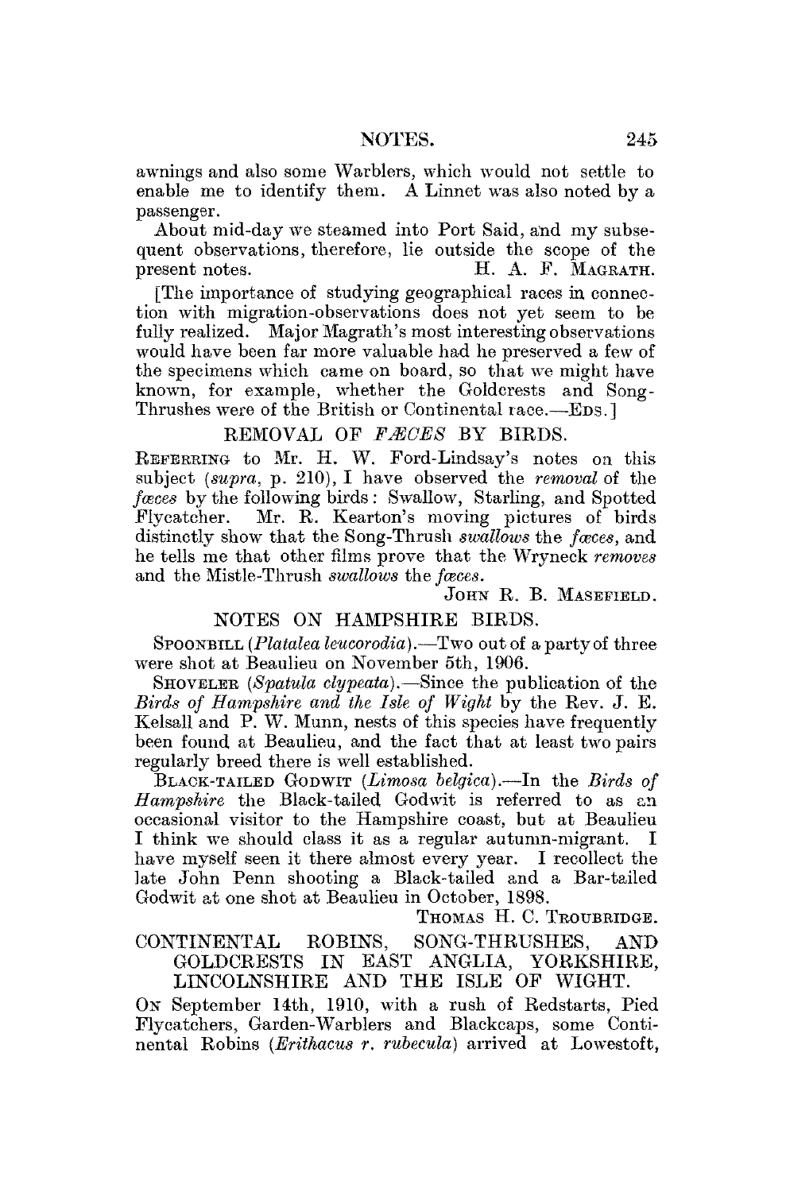awnings and also some Warblers, which would not settle to enable me to identify them. A Linnet was also noted by a passenger.

About mid-day we steamed into Port Said, and my subsequent observations, therefore, lie outside the scope of the present notes. H. A. F. MAGRATH.

[The importance of studying geographical races in connection with migration-observations does not yet seem to be fully realized. Major Magrath's most interesting observations would have been far more valuable had he preserved a few of the specimens which came on board, so that we might have known, for example, whether the Goldcrests and Song-Thrushes were of the British or Continental race.—EDS.]

## REMOVAL OF *FÆCES* BY BIRDS.

REFERRING to Mr. H. W. Ford-Lindsay's notes on this subject (*supra*, p. 210), I have observed the *removal* of the *fæces* by the following birds: Swallow, Starling, and Spotted Flycatcher. Mr. R. Kearton's moving pictures of birds distinctly show that the Song-Thrush *swallows* the *fæces*, and he tells me that other films prove that the Wryneck *removes* and the Mistle-Thrush *swallows* the *fæces*.

JOHN R. B. MASEFIELD.

## NOTES ON HAMPSHIRE BIRDS.

SPOONBILL (*Platalea leucorodia*).—Two out of a party of three were shot at Beaulieu on November 5th, 1906.

SHOVELER (*Spatula clypeata*).—Since the publication of the *Birds of Hampshire and the Isle of Wight* by the Rev. J. E. Kelsall and P. W. Munn, nests of this species have frequently been found at Beaulieu, and the fact that at least two pairs regularly breed there is well established.

BLACK-TAILED GODWIT (*Limosa belgica*).—In the *Birds of Hampshire* the Black-tailed Godwit is referred to as an occasional visitor to the Hampshire coast, but at Beaulieu I think we should class it as a regular autumn-migrant. I have myself seen it there almost every year. I recollect the late John Penn shooting a Black-tailed and a Bar-tailed Godwit at one shot at Beaulieu in October, 1898.

THOMAS H. C. TROUBRIDGE.

## CONTINENTAL ROBINS, SONG-THRUSHES, AND GOLDCRESTS IN EAST ANGLIA, YORKSHIRE, LINCOLNSHIRE AND THE ISLE OF WIGHT.

ON September 14th, 1910, with a rush of Redstarts, Pied Flycatchers, Garden-Warblers and Blackcaps, some Continental Robins (*Erithacus r. rubecula*) arrived at Lowestoft,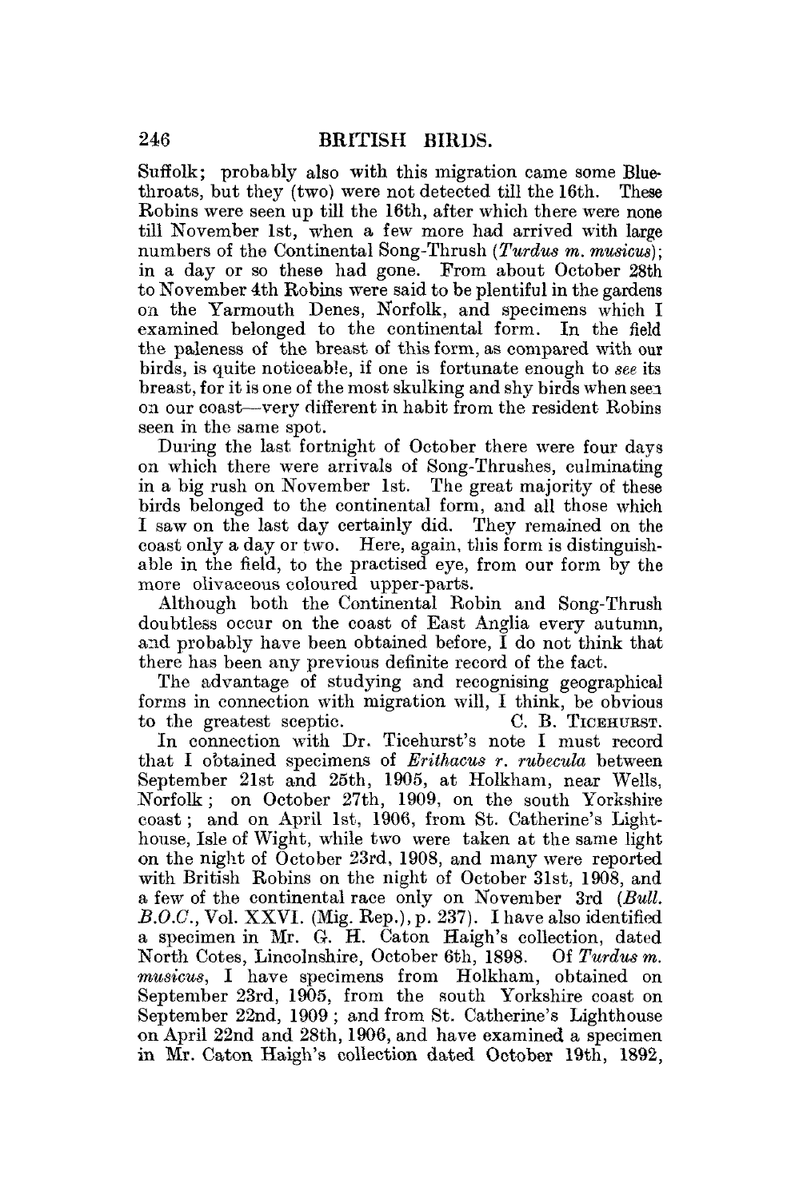Suffolk; probably also with this migration came some Bluethroats, but they (two) were not detected till the 16th. These Robins were seen up till the 16th, after which there were none till November 1st, when a few more had arrived with large numbers of the Continental Song-Thrush (*Turdus m. musicus*); in a day or so these had gone. From about October 28th to November 4th Robins were said to be plentiful in the gardens on the Yarmouth Denes, Norfolk, and specimens which I examined belonged to the continental form. In the field the paleness of the breast of this form, as compared with our birds, is quite noticeable, if one is fortunate enough to *see* its breast, for it is one of the most skulking and shy birds when seen on our coast—very different in habit from the resident Robins seen in the same spot.

During the last fortnight of October there were four days on which there were arrivals of Song-Thrushes, culminating in a big rush on November 1st. The great majority of these birds belonged to the continental form, and all those which I saw on the last day certainly did. They remained on the coast only a day or two. Here, again, this form is distinguishable in the field, to the practised eye, from our form by the more olivaceous coloured upper-parts.

Although both the Continental Robin and Song-Thrush doubtless occur on the coast of East Anglia every autumn, and probably have been obtained before, I do not think that there has been any previous definite record of the fact.

The advantage of studying and recognising geographical forms in connection with migration will, I think, be obvious to the greatest sceptic. C. B. TICEHURST.

In connection with Dr. Ticehurst's note I must record that I obtained specimens of *Erithacus r. rubecula* between September 21st and 25th, 1905, at Holkham, near Wells, Norfolk; on October 27th, 1909, on the south Yorkshire coast; and on April 1st, 1906, from St. Catherine's Lighthouse, Isle of Wight, while two were taken at the same light on the night of October 23rd, 1908, and many were reported with British Robins on the night of October 31st, 1908, and a few of the continental race only on November 3rd (*Bull. B.O.C.*, Vol. XXVI. (Mig. Rep.), p. 237). I have also identified a specimen in Mr. G. H. Caton Haigh's collection, dated North Cotes, Lincolnshire, October 6th, 1898. Of *Turdus m. musicus*, I have specimens from Holkham, obtained on September 23rd, 1905, from the south Yorkshire coast on September 22nd, 1909; and from St. Catherine's Lighthouse on April 22nd and 28th, 1906, and have examined a specimen in Mr. Caton Haigh's collection dated October 19th, 1892,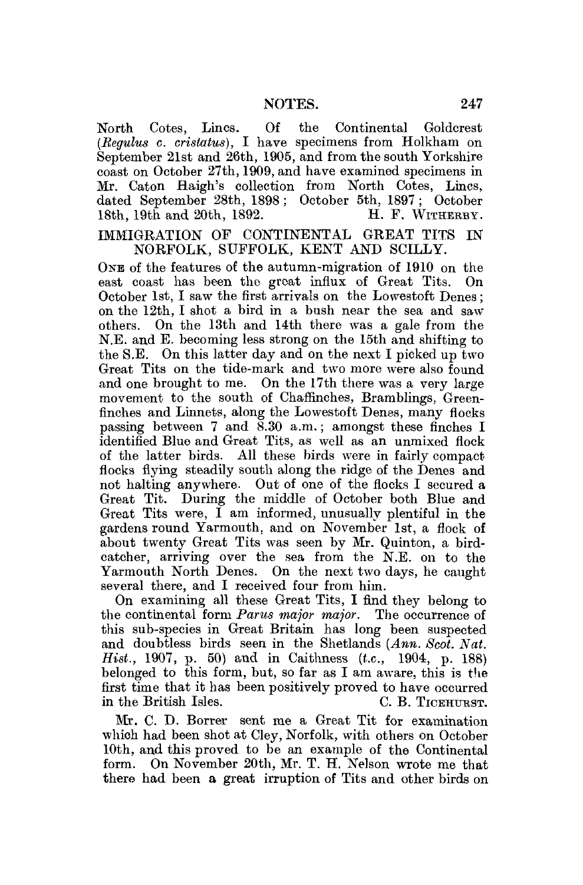North Cotes, Lincs. Of the Continental Goldcrest (*Regulus c. cristatus*), I have specimens from Holkham on September 21st and 26th, 1905, and from the south Yorkshire coast on October 27th, 1909, and have examined specimens in Mr. Caton Haigh's collection from North Cotes, Lincs, dated September 28th, 1898; October 5th, 1897; October 18th, 19th and 20th, 1892.

H. F. WITHERBY.

## IMMIGRATION OF CONTINENTAL GREAT TITS IN NORFOLK, SUFFOLK, KENT AND SCILLY.

ONE of the features of the autumn-migration of 1910 on the east coast has been the great influx of Great Tits. On October 1st, I saw the first arrivals on the Lowestoft Denes; on the 12th, I shot a bird in a bush near the sea and saw others. On the 13th and 14th there was a gale from the N.E. and E. becoming less strong on the 15th and shifting to the S.E. On this latter day and on the next I picked up two Great Tits on the tide-mark and two more were also found and one brought to me. On the 17th there was a very large movement to the south of Chaffinches, Bramblings, Greenfinches and Linnets, along the Lowestoft Denes, many flocks passing between 7 and 8.30 a.m.; amongst these finches I identified Blue and Great Tits, as well as an unmixed flock of the latter birds. All these birds were in fairly compact flocks flying steadily south along the ridge of the Denes and not halting anywhere. Out of one of the flocks I secured a Great Tit. During the middle of October both Blue and Great Tits were, I am informed, unusually plentiful in the gardens round Yarmouth, and on November 1st, a flock of about twenty Great Tits was seen by Mr. Quinton, a bird-catcher, arriving over the sea from the N.E. on to the Yarmouth North Denes. On the next two days, he caught several there, and I received four from him.

On examining all these Great Tits, I find they belong to the continental form *Parus major major*. The occurrence of this sub-species in Great Britain has long been suspected and doubtless birds seen in the Shetlands (*Ann. Scot. Nat. Hist.*, 1907, p. 50) and in Caithness (*t.c.*, 1904, p. 188) belonged to this form, but, so far as I am aware, this is the first time that it has been positively proved to have occurred in the British Isles.

C. B. TICEHURST.

Mr. C. D. Borrer sent me a Great Tit for examination which had been shot at Cley, Norfolk, with others on October 10th, and this proved to be an example of the Continental form. On November 20th, Mr. T. H. Nelson wrote me that there had been a great irruption of Tits and other birds on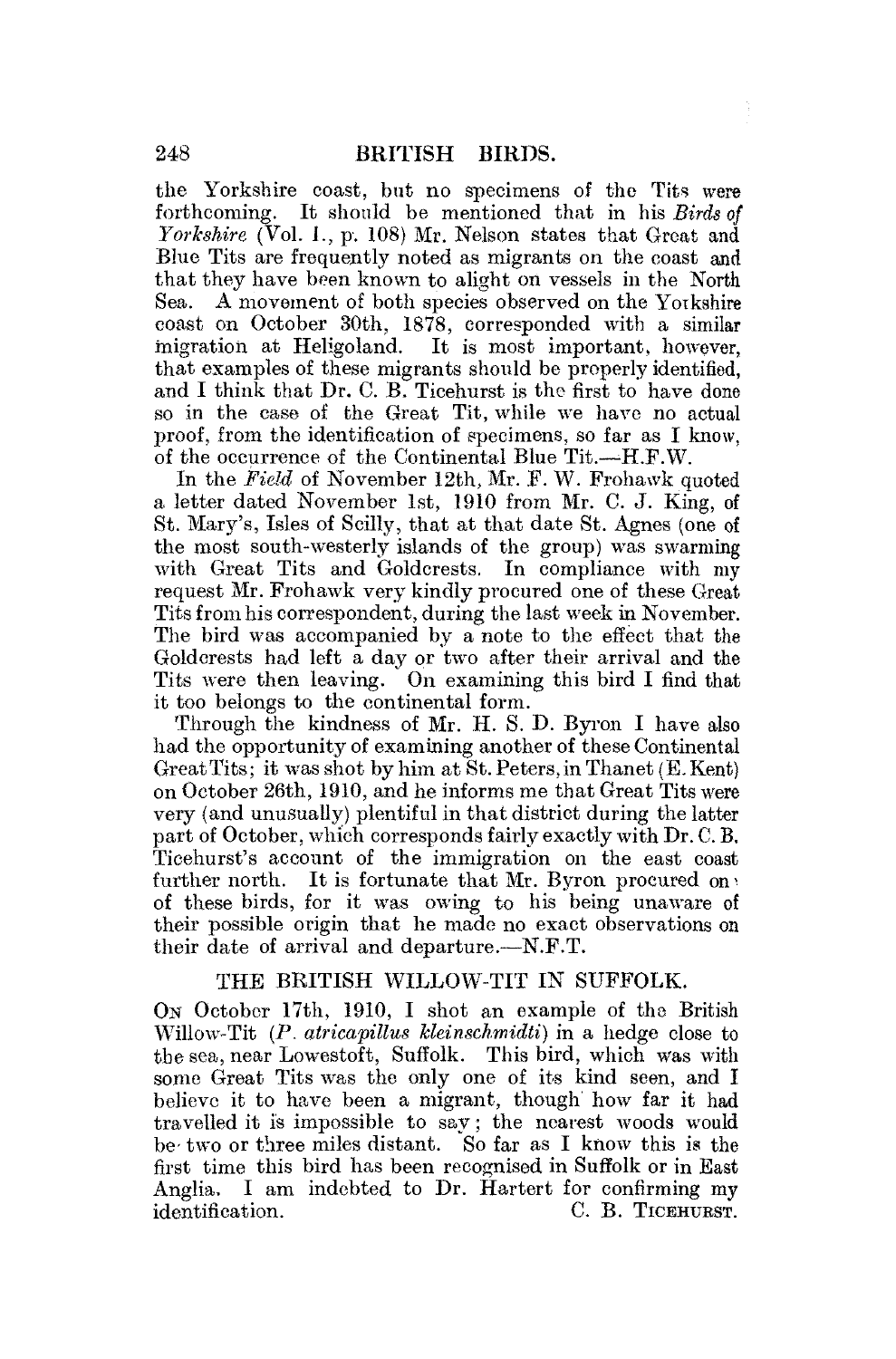the Yorkshire coast, but no specimens of the Tits were forthcoming. It should be mentioned that in his *Birds of Yorkshire* (Vol. I., p. 108) Mr. Nelson states that Great and Blue Tits are frequently noted as migrants on the coast and that they have been known to alight on vessels in the North Sea. A movement of both species observed on the Yorkshire coast on October 30th, 1878, corresponded with a similar migration at Heligoland. It is most important, however, that examples of these migrants should be properly identified, and I think that Dr. C. B. Ticehurst is the first to have done so in the case of the Great Tit, while we have no actual proof, from the identification of specimens, so far as I know, of the occurrence of the Continental Blue Tit.—H.F.W.

In the *Field* of November 12th, Mr. F. W. Frohawk quoted a letter dated November 1st, 1910 from Mr. C. J. King, of St. Mary's, Isles of Scilly, that at that date St. Agnes (one of the most south-westerly islands of the group) was swarming with Great Tits and Goldcrests. In compliance with my request Mr. Frohawk very kindly procured one of these Great Tits from his correspondent, during the last week in November. The bird was accompanied by a note to the effect that the Goldcrests had left a day or two after their arrival and the Tits were then leaving. On examining this bird I find that it too belongs to the continental form.

Through the kindness of Mr. H. S. D. Byron I have also had the opportunity of examining another of these Continental Great Tits; it was shot by him at St. Peters, in Thanet (E. Kent) on October 26th, 1910, and he informs me that Great Tits were very (and unusually) plentiful in that district during the latter part of October, which corresponds fairly exactly with Dr. C. B. Ticehurst's account of the immigration on the east coast further north. It is fortunate that Mr. Byron procured one of these birds, for it was owing to his being unaware of their possible origin that he made no exact observations on their date of arrival and departure.—N.F.T.

## THE BRITISH WILLOW-TIT IN SUFFOLK.

On October 17th, 1910, I shot an example of the British Willow-Tit (*P. atricapillus kleinschmidti*) in a hedge close to the sea, near Lowestoft, Suffolk. This bird, which was with some Great Tits was the only one of its kind seen, and I believe it to have been a migrant, though how far it had travelled it is impossible to say; the nearest woods would be two or three miles distant. So far as I know this is the first time this bird has been recognised in Suffolk or in East Anglia. I am indebted to Dr. Hartert for confirming my identification.

C. B. Ticehurst.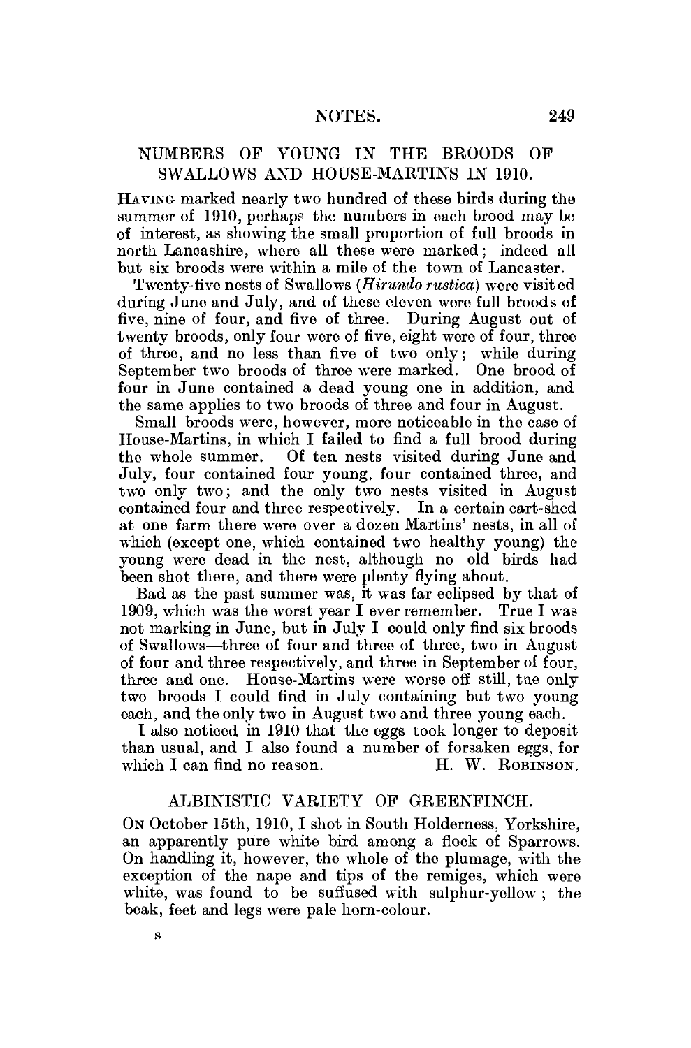## NUMBERS OF YOUNG IN THE BROODS OF SWALLOWS AND HOUSE-MARTINS IN 1910.

HAVING marked nearly two hundred of these birds during the summer of 1910, perhaps the numbers in each brood may be of interest, as showing the small proportion of full broods in north Lancashire, where all these were marked; indeed all but six broods were within a mile of the town of Lancaster.

Twenty-five nests of Swallows (*Hirundo rustica*) were visited during June and July, and of these eleven were full broods of five, nine of four, and five of three. During August out of twenty broods, only four were of five, eight were of four, three of three, and no less than five of two only; while during September two broods of three were marked. One brood of four in June contained a dead young one in addition, and the same applies to two broods of three and four in August.

Small broods were, however, more noticeable in the case of House-Martins, in which I failed to find a full brood during the whole summer. Of ten nests visited during June and July, four contained four young, four contained three, and two only two; and the only two nests visited in August contained four and three respectively. In a certain cart-shed at one farm there were over a dozen Martins' nests, in all of which (except one, which contained two healthy young) the young were dead in the nest, although no old birds had been shot there, and there were plenty flying about.

Bad as the past summer was, it was far eclipsed by that of 1909, which was the worst year I ever remember. True I was not marking in June, but in July I could only find six broods of Swallows—three of four and three of three, two in August of four and three respectively, and three in September of four, three and one. House-Martins were worse off still, the only two broods I could find in July containing but two young each, and the only two in August two and three young each.

I also noticed in 1910 that the eggs took longer to deposit than usual, and I also found a number of forsaken eggs, for which I can find no reason.

H. W. ROBINSON.

## ALBINISTIC VARIETY OF GREENFINCH.

ON October 15th, 1910, I shot in South Holderness, Yorkshire, an apparently pure white bird among a flock of Sparrows. On handling it, however, the whole of the plumage, with the exception of the nape and tips of the remiges, which were white, was found to be suffused with sulphur-yellow; the beak, feet and legs were pale horn-colour.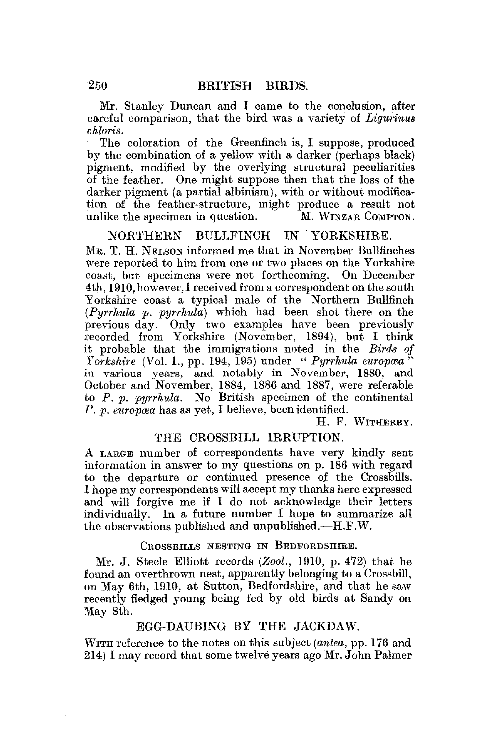Mr. Stanley Duncan and I came to the conclusion, after careful comparison, that the bird was a variety of *Ligurinus chloris*.

The coloration of the Greenfinch is, I suppose, produced by the combination of a yellow with a darker (perhaps black) pigment, modified by the overlying structural peculiarities of the feather. One might suppose then that the loss of the darker pigment (a partial albinism), with or without modification of the feather-structure, might produce a result not unlike the specimen in question. M. WINZAR COMPTON.

## NORTHERN BULLFINCH IN YORKSHIRE.

MR. T. H. NELSON informed me that in November Bullfinches were reported to him from one or two places on the Yorkshire coast, but specimens were not forthcoming. On December 4th, 1910, however, I received from a correspondent on the south Yorkshire coast a typical male of the Northern Bullfinch (*Pyrrhula p. pyrrhula*) which had been shot there on the previous day. Only two examples have been previously recorded from Yorkshire (November, 1894), but I think it probable that the immigrations noted in the *Birds of Yorkshire* (Vol. I., pp. 194, 195) under "*Pyrrhula europæa*" in various years, and notably in November, 1880, and October and November, 1884, 1886 and 1887, were referable to *P. p. pyrrhula*. No British specimen of the continental *P. p. europæa* has as yet, I believe, been identified.

H. F. WITHERBY.

## THE CROSSBILL IRRUPTION.

A LARGE number of correspondents have very kindly sent information in answer to my questions on p. 186 with regard to the departure or continued presence of the Crossbills. I hope my correspondents will accept my thanks here expressed and will forgive me if I do not acknowledge their letters individually. In a future number I hope to summarize all the observations published and unpublished.—H.F.W.

### CROSSBILLS NESTING IN BEDFORDSHIRE.

Mr. J. Steele Elliott records (*Zool.*, 1910, p. 472) that he found an overthrown nest, apparently belonging to a Crossbill, on May 6th, 1910, at Sutton, Bedfordshire, and that he saw recently fledged young being fed by old birds at Sandy on May 8th.

## EGG-DAUBING BY THE JACKDAW.

WITH reference to the notes on this subject (*antea*, pp. 176 and 214) I may record that some twelve years ago Mr. John Palmer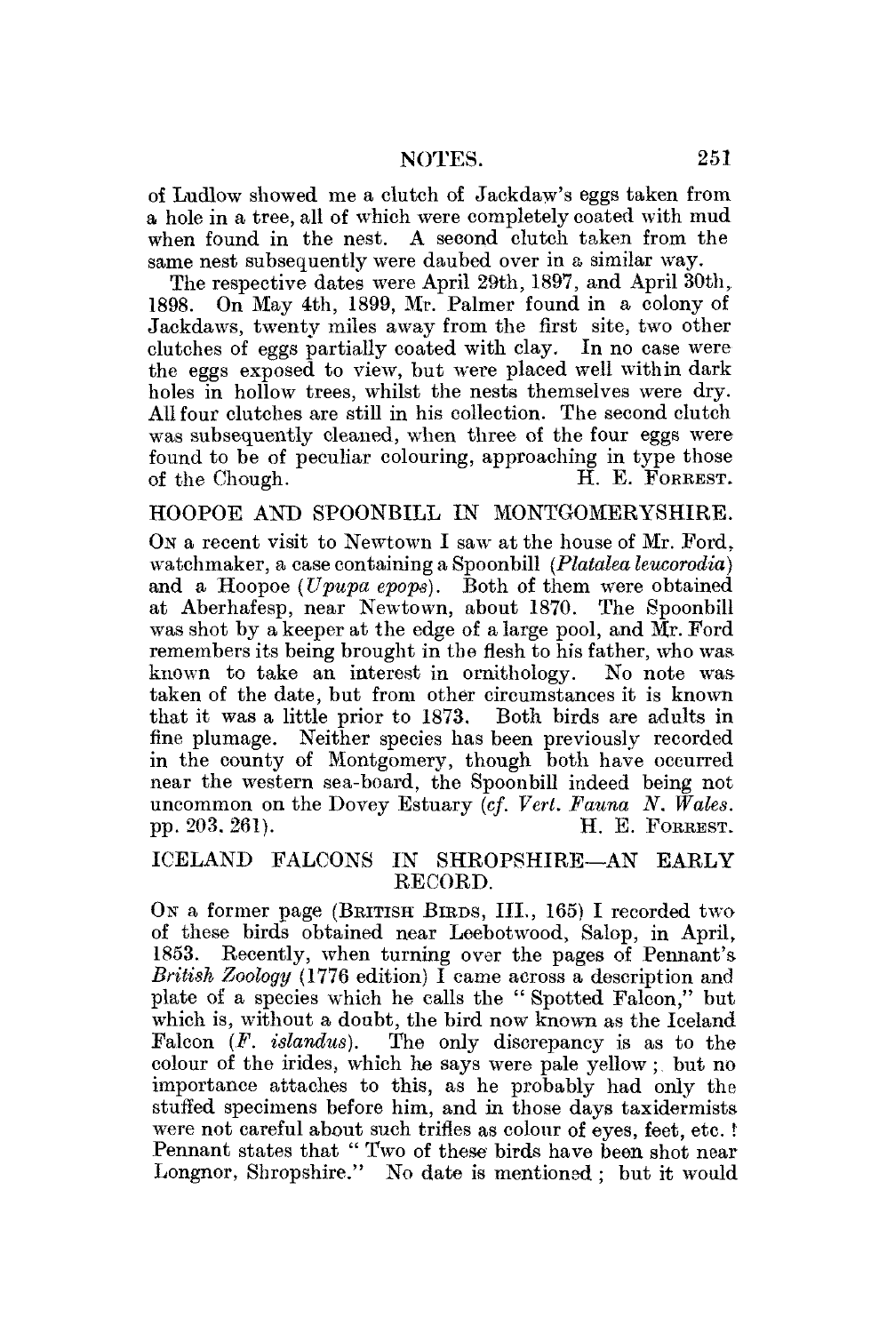of Ludlow showed me a clutch of Jackdaw's eggs taken from a hole in a tree, all of which were completely coated with mud when found in the nest. A second clutch taken from the same nest subsequently were daubed over in a similar way.

The respective dates were April 29th, 1897, and April 30th, 1898. On May 4th, 1899, Mr. Palmer found in a colony of Jackdaws, twenty miles away from the first site, two other clutches of eggs partially coated with clay. In no case were the eggs exposed to view, but were placed well within dark holes in hollow trees, whilst the nests themselves were dry. All four clutches are still in his collection. The second clutch was subsequently cleaned, when three of the four eggs were found to be of peculiar colouring, approaching in type those of the Chough.

H. E. FORREST.

## HOOPOE AND SPOONBILL IN MONTGOMERYSHIRE.

ON a recent visit to Newtown I saw at the house of Mr. Ford, watchmaker, a case containing a Spoonbill (*Platalea leucorodia*) and a Hoopoe (*Upupa epops*). Both of them were obtained at Aberhafesp, near Newtown, about 1870. The Spoonbill was shot by a keeper at the edge of a large pool, and Mr. Ford remembers its being brought in the flesh to his father, who was known to take an interest in ornithology. No note was taken of the date, but from other circumstances it is known that it was a little prior to 1873. Both birds are adults in fine plumage. Neither species has been previously recorded in the county of Montgomery, though both have occurred near the western sea-board, the Spoonbill indeed being not uncommon on the Dovey Estuary (*cf. Vert. Fauna N. Wales*. pp. 203. 261).

H. E. FORREST.

## ICELAND FALCONS IN SHROPSHIRE—AN EARLY RECORD.

ON a former page (BRITISH BIRDS, III., 165) I recorded two of these birds obtained near Leebotwood, Salop, in April, 1853. Recently, when turning over the pages of Pennant's *British Zoology* (1776 edition) I came across a description and plate of a species which he calls the "Spotted Falcon," but which is, without a doubt, the bird now known as the Iceland Falcon (*F. islandus*). The only discrepancy is as to the colour of the irides, which he says were pale yellow; but no importance attaches to this, as he probably had only the stuffed specimens before him, and in those days taxidermists were not careful about such trifles as colour of eyes, feet, etc.! Pennant states that "Two of these birds have been shot near Longnor, Shropshire." No date is mentioned; but it would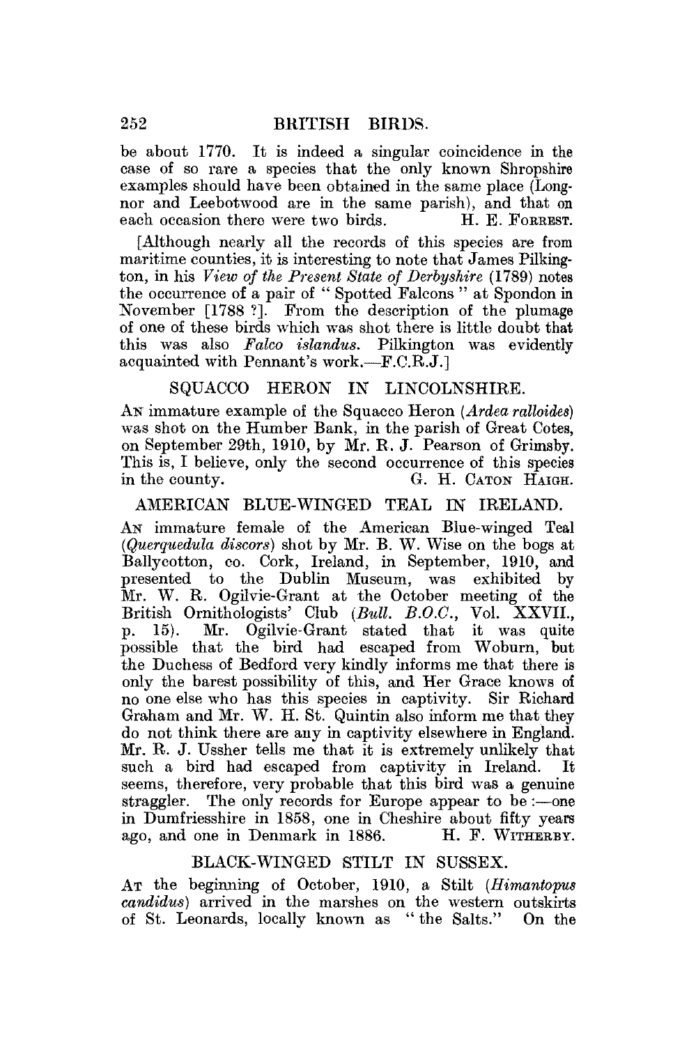be about 1770. It is indeed a singular coincidence in the case of so rare a species that the only known Shropshire examples should have been obtained in the same place (Longnor and Leebotwood are in the same parish), and that on each occasion there were two birds. H. E. FORREST.

[Although nearly all the records of this species are from maritime counties, it is interesting to note that James Pilkington, in his *View of the Present State of Derbyshire* (1789) notes the occurrence of a pair of "Spotted Falcons" at Spondon in November [1788 ?]. From the description of the plumage of one of these birds which was shot there is little doubt that this was also *Falco islandus*. Pilkington was evidently acquainted with Pennant's work.—F.C.R.J.]

## SQUACCO HERON IN LINCOLNSHIRE.

AN immature example of the Squacco Heron (*Ardea ralloides*) was shot on the Humber Bank, in the parish of Great Cotes, on September 29th, 1910, by Mr. R. J. Pearson of Grimsby. This is, I believe, only the second occurrence of this species in the county. G. H. CATON HAIGH.

## AMERICAN BLUE-WINGED TEAL IN IRELAND.

AN immature female of the American Blue-winged Teal (*Querquedula discors*) shot by Mr. B. W. Wise on the bogs at Ballycotton, co. Cork, Ireland, in September, 1910, and presented to the Dublin Museum, was exhibited by Mr. W. R. Ogilvie-Grant at the October meeting of the British Ornithologists' Club (*Bull. B.O.C.*, Vol. XXVII., p. 15). Mr. Ogilvie-Grant stated that it was quite possible that the bird had escaped from Woburn, but the Duchess of Bedford very kindly informs me that there is only the barest possibility of this, and Her Grace knows of no one else who has this species in captivity. Sir Richard Graham and Mr. W. H. St. Quintin also inform me that they do not think there are any in captivity elsewhere in England. Mr. R. J. Ussher tells me that it is extremely unlikely that such a bird had escaped from captivity in Ireland. It seems, therefore, very probable that this bird was a genuine straggler. The only records for Europe appear to be :—one in Dumfriesshire in 1858, one in Cheshire about fifty years ago, and one in Denmark in 1886. H. F. WITHERBY.

## BLACK-WINGED STILT IN SUSSEX.

AT the beginning of October, 1910, a Stilt (*Himantopus candidus*) arrived in the marshes on the western outskirts of St. Leonards, locally known as "the Salts." On the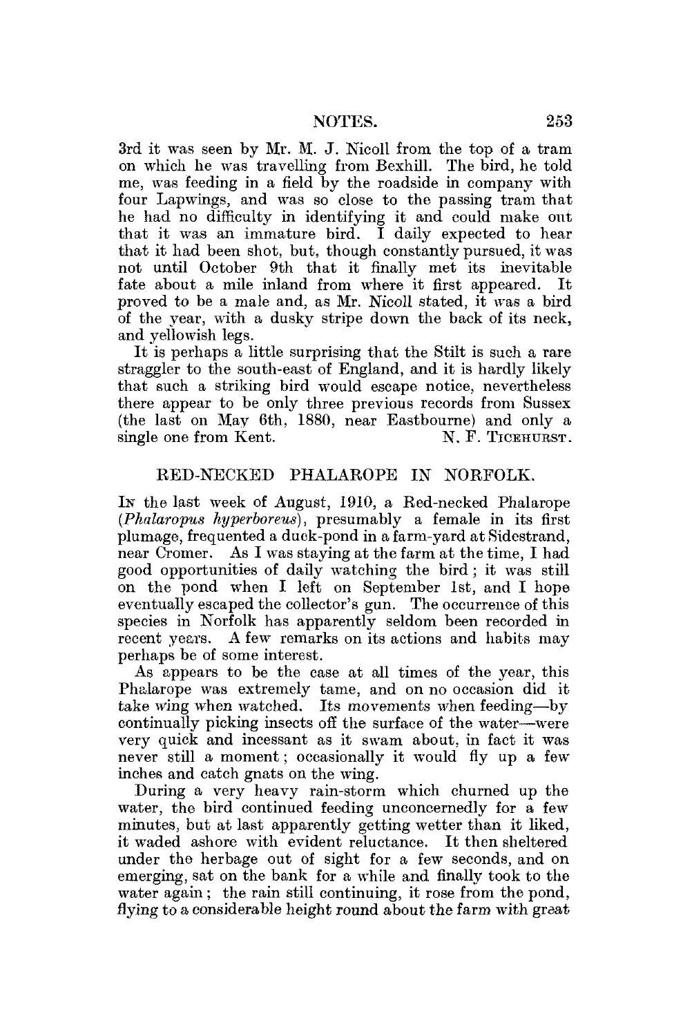3rd it was seen by Mr. M. J. Nicoll from the top of a tram on which he was travelling from Bexhill. The bird, he told me, was feeding in a field by the roadside in company with four Lapwings, and was so close to the passing tram that he had no difficulty in identifying it and could make out that it was an immature bird. I daily expected to hear that it had been shot, but, though constantly pursued, it was not until October 9th that it finally met its inevitable fate about a mile inland from where it first appeared. It proved to be a male and, as Mr. Nicoll stated, it was a bird of the year, with a dusky stripe down the back of its neck, and yellowish legs.

It is perhaps a little surprising that the Stilt is such a rare straggler to the south-east of England, and it is hardly likely that such a striking bird would escape notice, nevertheless there appear to be only three previous records from Sussex (the last on May 6th, 1880, near Eastbourne) and only a single one from Kent. N. F. TICEHURST.

## RED-NECKED PHALAROPE IN NORFOLK.

IN the last week of August, 1910, a Red-necked Phalarope (*Phalaropus hyperboreus*), presumably a female in its first plumage, frequented a duck-pond in a farm-yard at Sidestrand, near Cromer. As I was staying at the farm at the time, I had good opportunities of daily watching the bird; it was still on the pond when I left on September 1st, and I hope eventually escaped the collector's gun. The occurrence of this species in Norfolk has apparently seldom been recorded in recent years. A few remarks on its actions and habits may perhaps be of some interest.

As appears to be the case at all times of the year, this Phalarope was extremely tame, and on no occasion did it take wing when watched. Its movements when feeding—by continually picking insects off the surface of the water—were very quick and incessant as it swam about, in fact it was never still a moment; occasionally it would fly up a few inches and catch gnats on the wing.

During a very heavy rain-storm which churned up the water, the bird continued feeding unconcernedly for a few minutes, but at last apparently getting wetter than it liked, it waded ashore with evident reluctance. It then sheltered under the herbage out of sight for a few seconds, and on emerging, sat on the bank for a while and finally took to the water again; the rain still continuing, it rose from the pond, flying to a considerable height round about the farm with great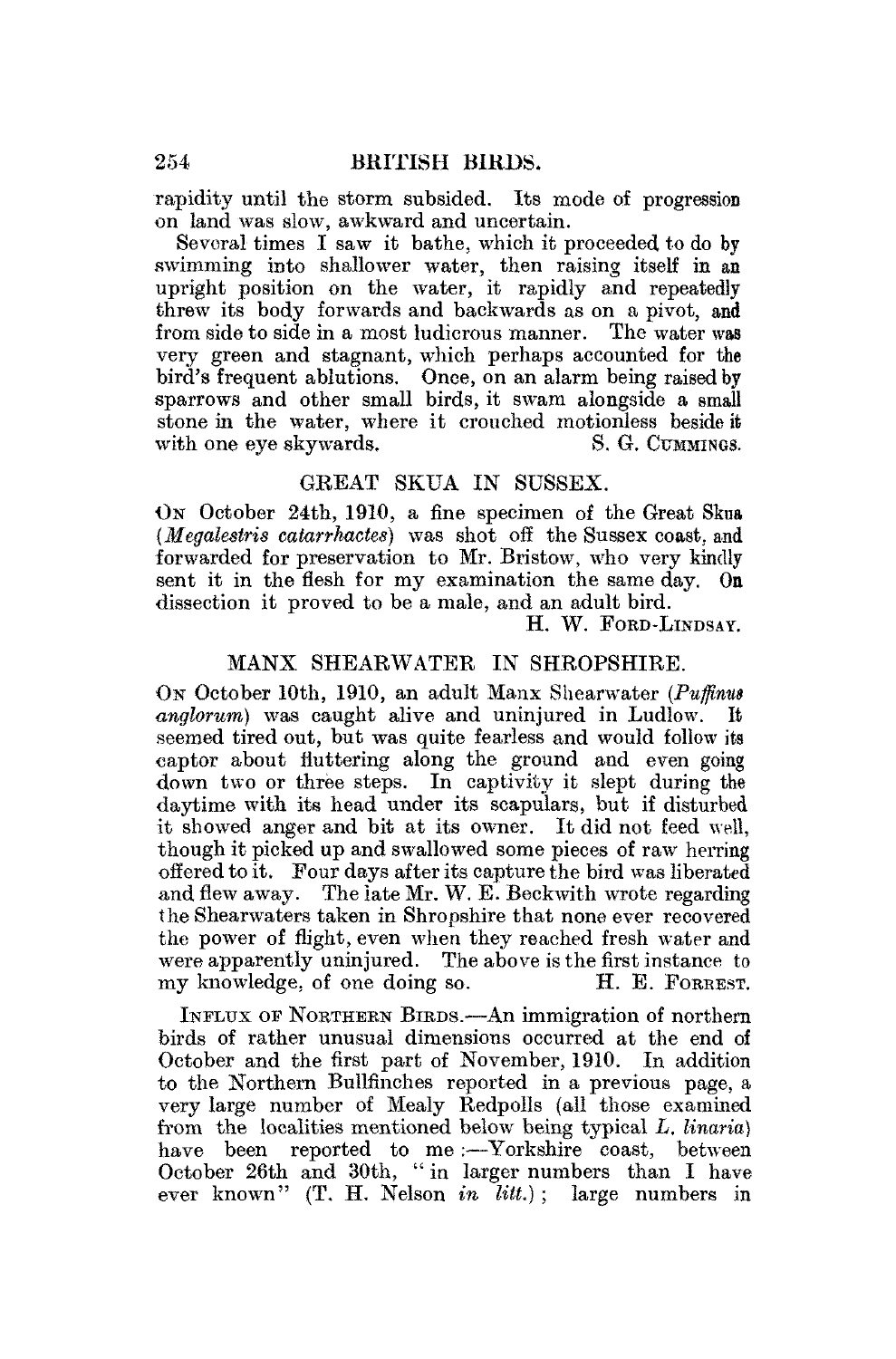rapidity until the storm subsided. Its mode of progression on land was slow, awkward and uncertain.

Several times I saw it bathe, which it proceeded to do by swimming into shallower water, then raising itself in an upright position on the water, it rapidly and repeatedly threw its body forwards and backwards as on a pivot, and from side to side in a most ludicrous manner. The water was very green and stagnant, which perhaps accounted for the bird's frequent ablutions. Once, on an alarm being raised by sparrows and other small birds, it swam alongside a small stone in the water, where it crouched motionless beside it with one eye skywards.

S. G. CUMMINGS.

## GREAT SKUA IN SUSSEX.

ON October 24th, 1910, a fine specimen of the Great Skua (*Megalestris catarrhactes*) was shot off the Sussex coast, and forwarded for preservation to Mr. Bristow, who very kindly sent it in the flesh for my examination the same day. On dissection it proved to be a male, and an adult bird.

H. W. FORD-LINDSAY.

## MANX SHEARWATER IN SHROPSHIRE.

ON October 10th, 1910, an adult Manx Shearwater (*Puffinus anglorum*) was caught alive and uninjured in Ludlow. It seemed tired out, but was quite fearless and would follow its captor about fluttering along the ground and even going down two or three steps. In captivity it slept during the daytime with its head under its scapulars, but if disturbed it showed anger and bit at its owner. It did not feed well, though it picked up and swallowed some pieces of raw herring offered to it. Four days after its capture the bird was liberated and flew away. The late Mr. W. E. Beckwith wrote regarding the Shearwaters taken in Shropshire that none ever recovered the power of flight, even when they reached fresh water and were apparently uninjured. The above is the first instance to my knowledge, of one doing so.

H. E. FORREST.

INFLUX OF NORTHERN BIRDS.—An immigration of northern birds of rather unusual dimensions occurred at the end of October and the first part of November, 1910. In addition to the Northern Bullfinches reported in a previous page, a very large number of Mealy Redpolls (all those examined from the localities mentioned below being typical *L. linaria*) have been reported to me:—Yorkshire coast, between October 26th and 30th, "in larger numbers than I have ever known" (T. H. Nelson *in litt.*); large numbers in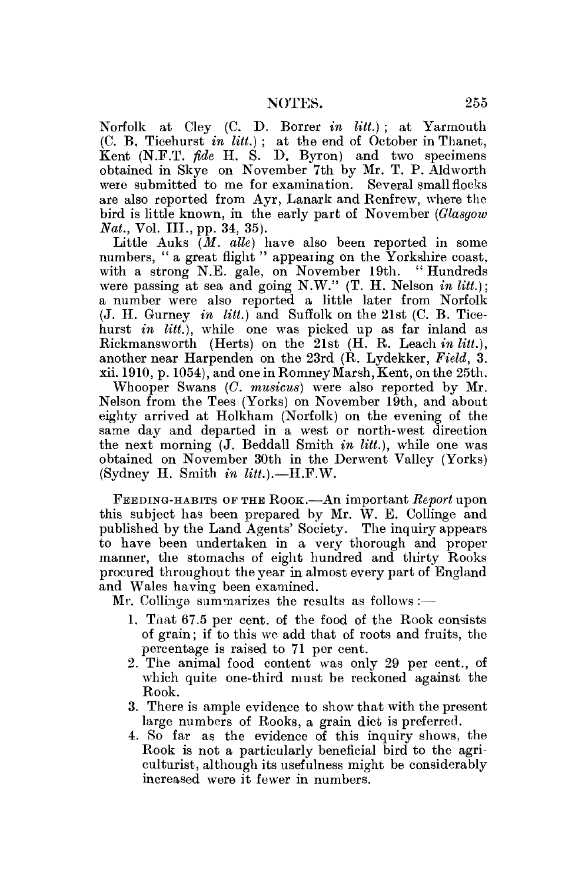Norfolk at Cley (C. D. Borrer *in litt.*); at Yarmouth (C. B. Ticehurst *in litt.*); at the end of October in Thanet, Kent (N.F.T. *fide* H. S. D. Byron) and two specimens obtained in Skye on November 7th by Mr. T. P. Aldworth were submitted to me for examination. Several small flocks are also reported from Ayr, Lanark and Renfrew, where the bird is little known, in the early part of November (*Glasgow Nat.*, Vol. III., pp. 34, 35).

Little Auks (*M. alle*) have also been reported in some numbers, "a great flight" appearing on the Yorkshire coast, with a strong N.E. gale, on November 19th. "Hundreds were passing at sea and going N.W." (T. H. Nelson *in litt.*); a number were also reported a little later from Norfolk (J. H. Gurney *in litt.*) and Suffolk on the 21st (C. B. Ticehurst *in litt.*), while one was picked up as far inland as Rickmansworth (Herts) on the 21st (H. R. Leach *in litt.*), another near Harpenden on the 23rd (R. Lydekker, *Field*, 3. xii. 1910, p. 1054), and one in Romney Marsh, Kent, on the 25th.

Whooper Swans (*C. musicus*) were also reported by Mr. Nelson from the Tees (Yorks) on November 19th, and about eighty arrived at Holkham (Norfolk) on the evening of the same day and departed in a west or north-west direction the next morning (J. Beddall Smith *in litt.*), while one was obtained on November 30th in the Derwent Valley (Yorks) (Sydney H. Smith *in litt.*).—H.F.W.

FEEDING-HABITS OF THE ROOK.—An important *Report* upon this subject has been prepared by Mr. W. E. Collinge and published by the Land Agents' Society. The inquiry appears to have been undertaken in a very thorough and proper manner, the stomachs of eight hundred and thirty Rooks procured throughout the year in almost every part of England and Wales having been examined.

Mr. Collinge summarizes the results as follows:—

1. That 67.5 per cent. of the food of the Rook consists of grain; if to this we add that of roots and fruits, the percentage is raised to 71 per cent.
2. The animal food content was only 29 per cent., of which quite one-third must be reckoned against the Rook.
3. There is ample evidence to show that with the present large numbers of Rooks, a grain diet is preferred.
4. So far as the evidence of this inquiry shows, the Rook is not a particularly beneficial bird to the agriculturist, although its usefulness might be considerably increased were it fewer in numbers.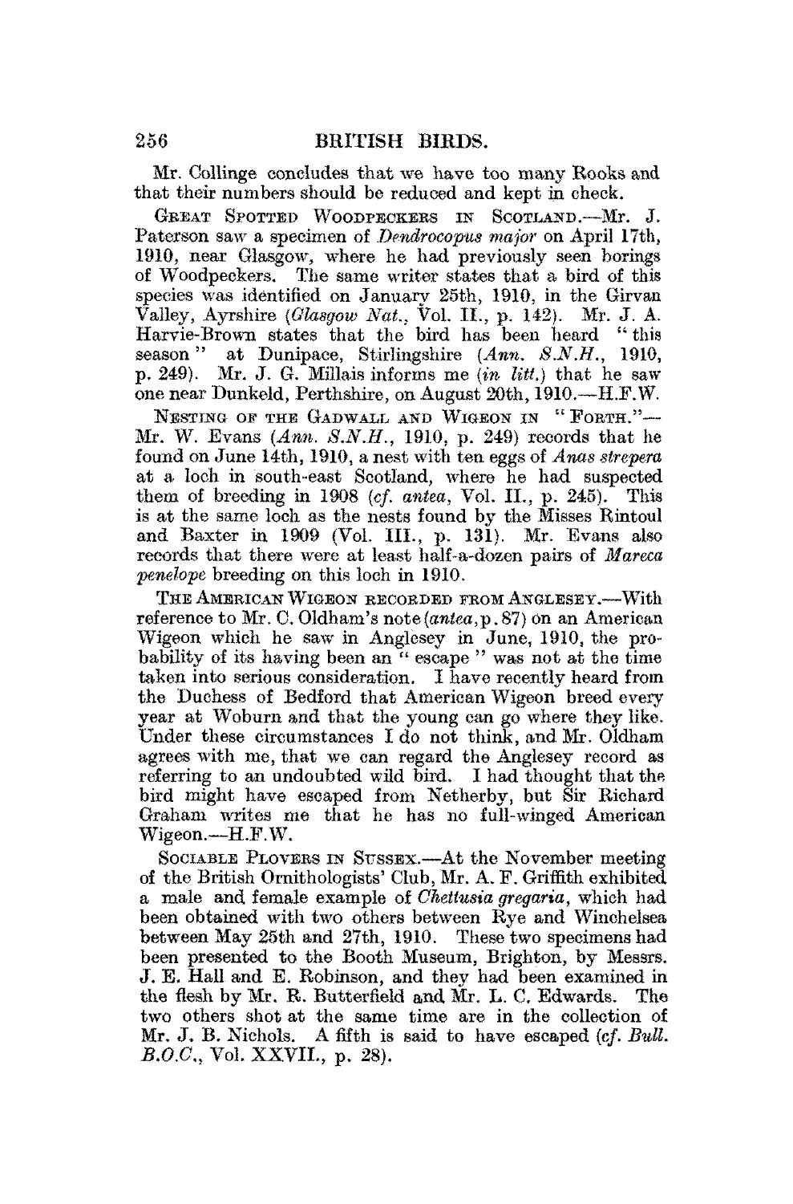Mr. Collinge concludes that we have too many Rooks and that their numbers should be reduced and kept in check.

Great Spotted Woodpeckers in Scotland.—Mr. J. Paterson saw a specimen of *Dendrocopus major* on April 17th, 1910, near Glasgow, where he had previously seen borings of Woodpeckers. The same writer states that a bird of this species was identified on January 25th, 1910, in the Girvan Valley, Ayrshire (*Glasgow Nat.*, Vol. II., p. 142). Mr. J. A. Harvie-Brown states that the bird has been heard "this season" at Dunipace, Stirlingshire (*Ann. S.N.H.*, 1910, p. 249). Mr. J. G. Millais informs me (*in litt.*) that he saw one near Dunkeld, Perthshire, on August 20th, 1910.—H.F.W.

Nesting of the Gadwall and Wigeon in "Forth."—Mr. W. Evans (*Ann. S.N.H.*, 1910, p. 249) records that he found on June 14th, 1910, a nest with ten eggs of *Anas strepera* at a loch in south-east Scotland, where he had suspected them of breeding in 1908 (*cf. antea*, Vol. II., p. 245). This is at the same loch as the nests found by the Misses Rintoul and Baxter in 1909 (Vol. III., p. 131). Mr. Evans also records that there were at least half-a-dozen pairs of *Mareca penelope* breeding on this loch in 1910.

The American Wigeon recorded from Anglesey.—With reference to Mr. C. Oldham's note (*antea*, p. 87) on an American Wigeon which he saw in Anglesey in June, 1910, the probability of its having been an "escape" was not at the time taken into serious consideration. I have recently heard from the Duchess of Bedford that American Wigeon breed every year at Woburn and that the young can go where they like. Under these circumstances I do not think, and Mr. Oldham agrees with me, that we can regard the Anglesey record as referring to an undoubted wild bird. I had thought that the bird might have escaped from Netherby, but Sir Richard Graham writes me that he has no full-winged American Wigeon.—H.F.W.

Sociable Plovers in Sussex.—At the November meeting of the British Ornithologists' Club, Mr. A. F. Griffith exhibited a male and female example of *Chettusia gregaria*, which had been obtained with two others between Rye and Winchelsea between May 25th and 27th, 1910. These two specimens had been presented to the Booth Museum, Brighton, by Messrs. J. E. Hall and E. Robinson, and they had been examined in the flesh by Mr. R. Butterfield and Mr. L. C. Edwards. The two others shot at the same time are in the collection of Mr. J. B. Nichols. A fifth is said to have escaped (*cf. Bull. B.O.C.*, Vol. XXVII., p. 28).